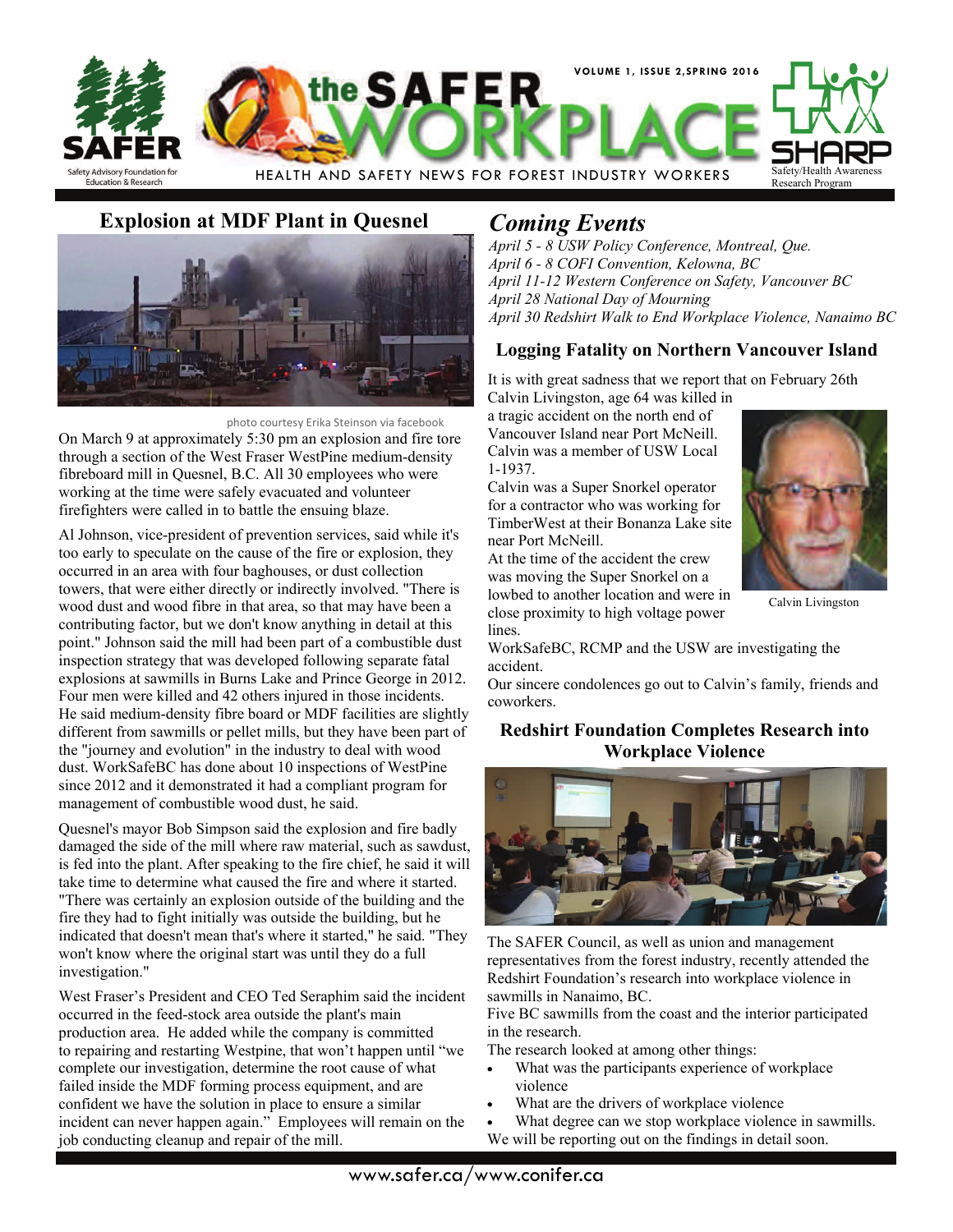# the SAFER WORKPLACE

HEALTH AND SAFETY NEWS FOR FOREST INDUSTRY WORKERS

VOLUME 1, ISSUE 2, SPRING 2016

SAFER — Safety Advisory Foundation for Education & Research

SHARP — Safety/Health Awareness Research Program

## Explosion at MDF Plant in Quesnel

photo courtesy Erika Steinson via facebook

On March 9 at approximately 5:30 pm an explosion and fire tore through a section of the West Fraser WestPine medium-density fibreboard mill in Quesnel, B.C. All 30 employees who were working at the time were safely evacuated and volunteer firefighters were called in to battle the ensuing blaze.

Al Johnson, vice-president of prevention services, said while it's too early to speculate on the cause of the fire or explosion, they occurred in an area with four baghouses, or dust collection towers, that were either directly or indirectly involved. "There is wood dust and wood fibre in that area, so that may have been a contributing factor, but we don't know anything in detail at this point." Johnson said the mill had been part of a combustible dust inspection strategy that was developed following separate fatal explosions at sawmills in Burns Lake and Prince George in 2012. Four men were killed and 42 others injured in those incidents. He said medium-density fibre board or MDF facilities are slightly different from sawmills or pellet mills, but they have been part of the "journey and evolution" in the industry to deal with wood dust. WorkSafeBC has done about 10 inspections of WestPine since 2012 and it demonstrated it had a compliant program for management of combustible wood dust, he said.

Quesnel's mayor Bob Simpson said the explosion and fire badly damaged the side of the mill where raw material, such as sawdust, is fed into the plant. After speaking to the fire chief, he said it will take time to determine what caused the fire and where it started. "There was certainly an explosion outside of the building and the fire they had to fight initially was outside the building, but he indicated that doesn't mean that's where it started," he said. "They won't know where the original start was until they do a full investigation."

West Fraser's President and CEO Ted Seraphim said the incident occurred in the feed-stock area outside the plant's main production area. He added while the company is committed to repairing and restarting Westpine, that won't happen until "we complete our investigation, determine the root cause of what failed inside the MDF forming process equipment, and are confident we have the solution in place to ensure a similar incident can never happen again." Employees will remain on the job conducting cleanup and repair of the mill.

## *Coming Events*

*April 5 - 8 USW Policy Conference, Montreal, Que.*
*April 6 - 8 COFI Convention, Kelowna, BC*
*April 11-12 Western Conference on Safety, Vancouver BC*
*April 28 National Day of Mourning*
*April 30 Redshirt Walk to End Workplace Violence, Nanaimo BC*

### Logging Fatality on Northern Vancouver Island

It is with great sadness that we report that on February 26th Calvin Livingston, age 64 was killed in a tragic accident on the north end of Vancouver Island near Port McNeill. Calvin was a member of USW Local 1-1937.

Calvin was a Super Snorkel operator for a contractor who was working for TimberWest at their Bonanza Lake site near Port McNeill.

At the time of the accident the crew was moving the Super Snorkel on a lowbed to another location and were in close proximity to high voltage power lines.

Calvin Livingston

WorkSafeBC, RCMP and the USW are investigating the accident.

Our sincere condolences go out to Calvin's family, friends and coworkers.

### Redshirt Foundation Completes Research into Workplace Violence

The SAFER Council, as well as union and management representatives from the forest industry, recently attended the Redshirt Foundation's research into workplace violence in sawmills in Nanaimo, BC.

Five BC sawmills from the coast and the interior participated in the research.

The research looked at among other things:

- What was the participants experience of workplace violence
- What are the drivers of workplace violence
- What degree can we stop workplace violence in sawmills.

We will be reporting out on the findings in detail soon.

www.safer.ca/www.conifer.ca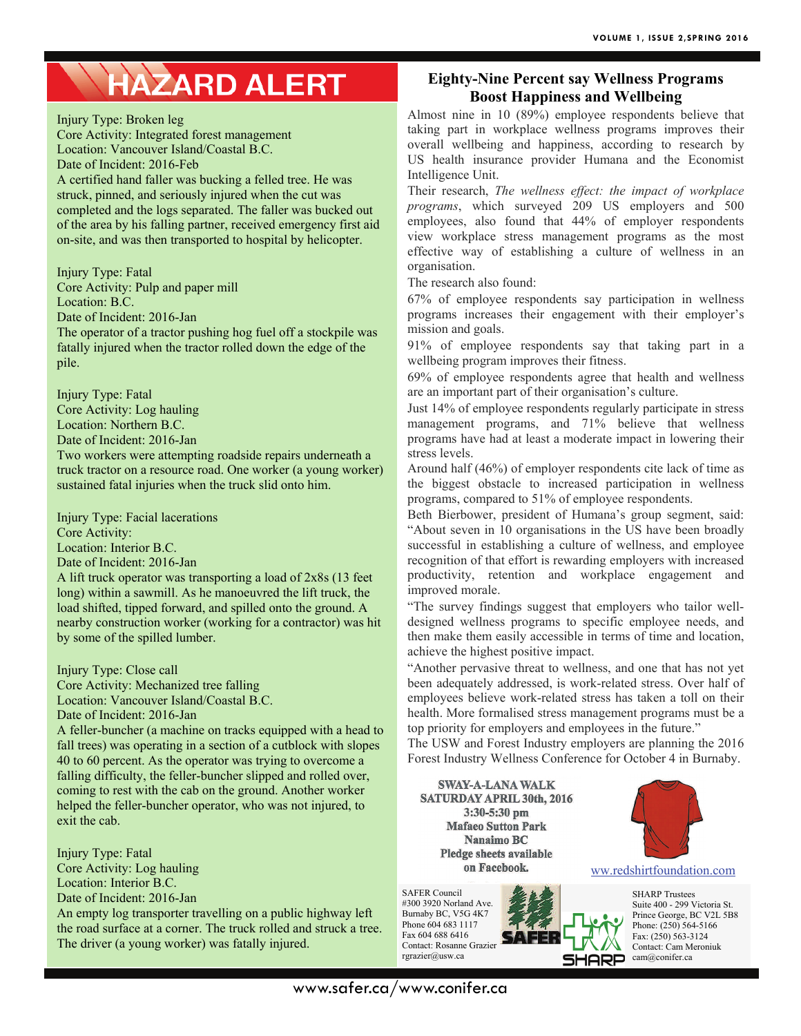# HAZARD ALERT

Injury Type: Broken leg
Core Activity: Integrated forest management
Location: Vancouver Island/Coastal B.C.
Date of Incident: 2016-Feb
A certified hand faller was bucking a felled tree. He was struck, pinned, and seriously injured when the cut was completed and the logs separated. The faller was bucked out of the area by his falling partner, received emergency first aid on-site, and was then transported to hospital by helicopter.

Injury Type: Fatal
Core Activity: Pulp and paper mill
Location: B.C.
Date of Incident: 2016-Jan
The operator of a tractor pushing hog fuel off a stockpile was fatally injured when the tractor rolled down the edge of the pile.

Injury Type: Fatal
Core Activity: Log hauling
Location: Northern B.C.
Date of Incident: 2016-Jan
Two workers were attempting roadside repairs underneath a truck tractor on a resource road. One worker (a young worker) sustained fatal injuries when the truck slid onto him.

Injury Type: Facial lacerations
Core Activity:
Location: Interior B.C.
Date of Incident: 2016-Jan
A lift truck operator was transporting a load of 2x8s (13 feet long) within a sawmill. As he manoeuvred the lift truck, the load shifted, tipped forward, and spilled onto the ground. A nearby construction worker (working for a contractor) was hit by some of the spilled lumber.

Injury Type: Close call
Core Activity: Mechanized tree falling
Location: Vancouver Island/Coastal B.C.
Date of Incident: 2016-Jan
A feller-buncher (a machine on tracks equipped with a head to fall trees) was operating in a section of a cutblock with slopes 40 to 60 percent. As the operator was trying to overcome a falling difficulty, the feller-buncher slipped and rolled over, coming to rest with the cab on the ground. Another worker helped the feller-buncher operator, who was not injured, to exit the cab.

Injury Type: Fatal
Core Activity: Log hauling
Location: Interior B.C.
Date of Incident: 2016-Jan
An empty log transporter travelling on a public highway left the road surface at a corner. The truck rolled and struck a tree. The driver (a young worker) was fatally injured.

## Eighty-Nine Percent say Wellness Programs Boost Happiness and Wellbeing

Almost nine in 10 (89%) employee respondents believe that taking part in workplace wellness programs improves their overall wellbeing and happiness, according to research by US health insurance provider Humana and the Economist Intelligence Unit.

Their research, *The wellness effect: the impact of workplace programs*, which surveyed 209 US employers and 500 employees, also found that 44% of employer respondents view workplace stress management programs as the most effective way of establishing a culture of wellness in an organisation.

The research also found:

67% of employee respondents say participation in wellness programs increases their engagement with their employer's mission and goals.

91% of employee respondents say that taking part in a wellbeing program improves their fitness.

69% of employee respondents agree that health and wellness are an important part of their organisation's culture.

Just 14% of employee respondents regularly participate in stress management programs, and 71% believe that wellness programs have had at least a moderate impact in lowering their stress levels.

Around half (46%) of employer respondents cite lack of time as the biggest obstacle to increased participation in wellness programs, compared to 51% of employee respondents.

Beth Bierbower, president of Humana's group segment, said: "About seven in 10 organisations in the US have been broadly successful in establishing a culture of wellness, and employee recognition of that effort is rewarding employers with increased productivity, retention and workplace engagement and improved morale.

"The survey findings suggest that employers who tailor well-designed wellness programs to specific employee needs, and then make them easily accessible in terms of time and location, achieve the highest positive impact.

"Another pervasive threat to wellness, and one that has not yet been adequately addressed, is work-related stress. Over half of employees believe work-related stress has taken a toll on their health. More formalised stress management programs must be a top priority for employers and employees in the future."

The USW and Forest Industry employers are planning the 2016 Forest Industry Wellness Conference for October 4 in Burnaby.

**SWAY-A-LANA WALK**
**SATURDAY APRIL 30th, 2016**
**3:30-5:30 pm**
**Mafaeo Sutton Park**
**Nanaimo BC**
**Pledge sheets available on Facebook.**

ww.redshirtfoundation.com

SAFER Council
#300 3920 Norland Ave.
Burnaby BC, V5G 4K7
Phone 604 683 1117
Fax 604 688 6416
Contact: Rosanne Grazier
rgrazier@usw.ca

SHARP Trustees
Suite 400 - 299 Victoria St.
Prince George, BC V2L 5B8
Phone: (250) 564-5166
Fax: (250) 563-3124
Contact: Cam Meroniuk
cam@conifer.ca

www.safer.ca/www.conifer.ca